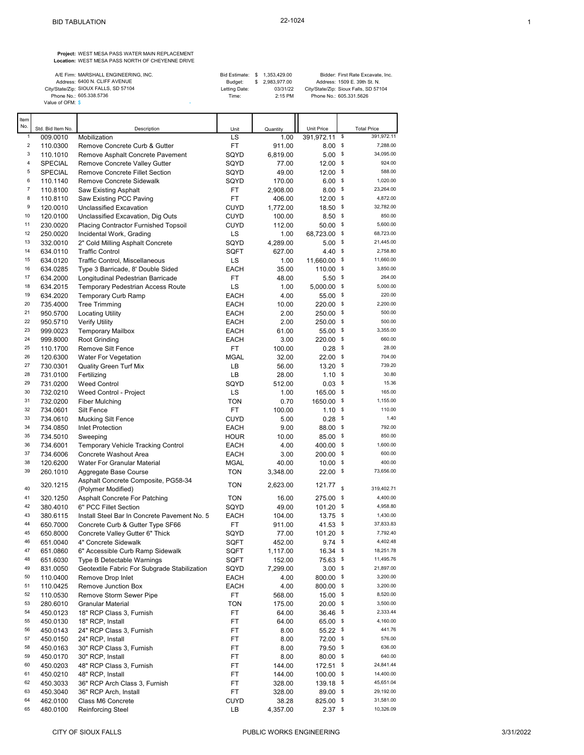BID TABULATION

22-1024

**Project:** WEST MESA PASS WATER MAIN REPLACEMENT
**Location:** WEST MESA PASS NORTH OF CHEYENNE DRIVE

| | | | | | |
|---|---|---|---|---|---|
| A/E Firm: | MARSHALL ENGINEERING, INC. | Bid Estimate: | $ 1,353,429.00 | Bidder: | First Rate Excavate, Inc. |
| Address: | 6400 N. CLIFF AVENUE | Budget: | $ 2,983,977.00 | Address: | 1509 E. 39th St. N. |
| City/State/Zip: | SIOUX FALLS, SD 57104 | Letting Date: | 03/31/22 | City/State/Zip: | Sioux Falls, SD 57104 |
| Phone No.: | 605.338.5736 | Time: | 2:15 PM | Phone No.: | 605.331.5626 |
| Value of OFM: | $ - | | | | |

| Item No. | Std. Bid Item No. | Description | Unit | Quantity | Unit Price | Total Price |
|---|---|---|---|---|---|---|
| 1 | 009.0010 | Mobilization | LS | 1.00 | 391,972.11 | $ 391,972.11 |
| 2 | 110.0300 | Remove Concrete Curb & Gutter | FT | 911.00 | 8.00 | $ 7,288.00 |
| 3 | 110.1010 | Remove Asphalt Concrete Pavement | SQYD | 6,819.00 | 5.00 | $ 34,095.00 |
| 4 | SPECIAL | Remove Concrete Valley Gutter | SQYD | 77.00 | 12.00 | $ 924.00 |
| 5 | SPECIAL | Remove Concrete Fillet Section | SQYD | 49.00 | 12.00 | $ 588.00 |
| 6 | 110.1140 | Remove Concrete Sidewalk | SQYD | 170.00 | 6.00 | $ 1,020.00 |
| 7 | 110.8100 | Saw Existing Asphalt | FT | 2,908.00 | 8.00 | $ 23,264.00 |
| 8 | 110.8110 | Saw Existing PCC Paving | FT | 406.00 | 12.00 | $ 4,872.00 |
| 9 | 120.0010 | Unclassified Excavation | CUYD | 1,772.00 | 18.50 | $ 32,782.00 |
| 10 | 120.0100 | Unclassified Excavation, Dig Outs | CUYD | 100.00 | 8.50 | $ 850.00 |
| 11 | 230.0020 | Placing Contractor Furnished Topsoil | CUYD | 112.00 | 50.00 | $ 5,600.00 |
| 12 | 250.0020 | Incidental Work, Grading | LS | 1.00 | 68,723.00 | $ 68,723.00 |
| 13 | 332.0010 | 2" Cold Milling Asphalt Concrete | SQYD | 4,289.00 | 5.00 | $ 21,445.00 |
| 14 | 634.0110 | Traffic Control | SQFT | 627.00 | 4.40 | $ 2,758.80 |
| 15 | 634.0120 | Traffic Control, Miscellaneous | LS | 1.00 | 11,660.00 | $ 11,660.00 |
| 16 | 634.0285 | Type 3 Barricade, 8' Double Sided | EACH | 35.00 | 110.00 | $ 3,850.00 |
| 17 | 634.2000 | Longitudinal Pedestrian Barricade | FT | 48.00 | 5.50 | $ 264.00 |
| 18 | 634.2015 | Temporary Pedestrian Access Route | LS | 1.00 | 5,000.00 | $ 5,000.00 |
| 19 | 634.2020 | Temporary Curb Ramp | EACH | 4.00 | 55.00 | $ 220.00 |
| 20 | 735.4000 | Tree Trimming | EACH | 10.00 | 220.00 | $ 2,200.00 |
| 21 | 950.5700 | Locating Utility | EACH | 2.00 | 250.00 | $ 500.00 |
| 22 | 950.5710 | Verify Utility | EACH | 2.00 | 250.00 | $ 500.00 |
| 23 | 999.0023 | Temporary Mailbox | EACH | 61.00 | 55.00 | $ 3,355.00 |
| 24 | 999.8000 | Root Grinding | EACH | 3.00 | 220.00 | $ 660.00 |
| 25 | 110.1700 | Remove Silt Fence | FT | 100.00 | 0.28 | $ 28.00 |
| 26 | 120.6300 | Water For Vegetation | MGAL | 32.00 | 22.00 | $ 704.00 |
| 27 | 730.0301 | Quality Green Turf Mix | LB | 56.00 | 13.20 | $ 739.20 |
| 28 | 731.0100 | Fertilizing | LB | 28.00 | 1.10 | $ 30.80 |
| 29 | 731.0200 | Weed Control | SQYD | 512.00 | 0.03 | $ 15.36 |
| 30 | 732.0210 | Weed Control - Project | LS | 1.00 | 165.00 | $ 165.00 |
| 31 | 732.0200 | Fiber Mulching | TON | 0.70 | 1650.00 | $ 1,155.00 |
| 32 | 734.0601 | Silt Fence | FT | 100.00 | 1.10 | $ 110.00 |
| 33 | 734.0610 | Mucking Silt Fence | CUYD | 5.00 | 0.28 | $ 1.40 |
| 34 | 734.0850 | Inlet Protection | EACH | 9.00 | 88.00 | $ 792.00 |
| 35 | 734.5010 | Sweeping | HOUR | 10.00 | 85.00 | $ 850.00 |
| 36 | 734.6001 | Temporary Vehicle Tracking Control | EACH | 4.00 | 400.00 | $ 1,600.00 |
| 37 | 734.6006 | Concrete Washout Area | EACH | 3.00 | 200.00 | $ 600.00 |
| 38 | 120.6200 | Water For Granular Material | MGAL | 40.00 | 10.00 | $ 400.00 |
| 39 | 260.1010 | Aggregate Base Course | TON | 3,348.00 | 22.00 | $ 73,656.00 |
| 40 | 320.1215 | Asphalt Concrete Composite, PG58-34 (Polymer Modified) | TON | 2,623.00 | 121.77 | $ 319,402.71 |
| 41 | 320.1250 | Asphalt Concrete For Patching | TON | 16.00 | 275.00 | $ 4,400.00 |
| 42 | 380.4010 | 6" PCC Fillet Section | SQYD | 49.00 | 101.20 | $ 4,958.80 |
| 43 | 380.6115 | Install Steel Bar In Concrete Pavement No. 5 | EACH | 104.00 | 13.75 | $ 1,430.00 |
| 44 | 650.7000 | Concrete Curb & Gutter Type SF66 | FT | 911.00 | 41.53 | $ 37,833.83 |
| 45 | 650.8000 | Concrete Valley Gutter 6" Thick | SQYD | 77.00 | 101.20 | $ 7,792.40 |
| 46 | 651.0040 | 4" Concrete Sidewalk | SQFT | 452.00 | 9.74 | $ 4,402.48 |
| 47 | 651.0860 | 6" Accessible Curb Ramp Sidewalk | SQFT | 1,117.00 | 16.34 | $ 18,251.78 |
| 48 | 651.6030 | Type B Detectable Warnings | SQFT | 152.00 | 75.63 | $ 11,495.76 |
| 49 | 831.0050 | Geotextile Fabric For Subgrade Stabilization | SQYD | 7,299.00 | 3.00 | $ 21,897.00 |
| 50 | 110.0400 | Remove Drop Inlet | EACH | 4.00 | 800.00 | $ 3,200.00 |
| 51 | 110.0425 | Remove Junction Box | EACH | 4.00 | 800.00 | $ 3,200.00 |
| 52 | 110.0530 | Remove Storm Sewer Pipe | FT | 568.00 | 15.00 | $ 8,520.00 |
| 53 | 280.6010 | Granular Material | TON | 175.00 | 20.00 | $ 3,500.00 |
| 54 | 450.0123 | 18" RCP Class 3, Furnish | FT | 64.00 | 36.46 | $ 2,333.44 |
| 55 | 450.0130 | 18" RCP, Install | FT | 64.00 | 65.00 | $ 4,160.00 |
| 56 | 450.0143 | 24" RCP Class 3, Furnish | FT | 8.00 | 55.22 | $ 441.76 |
| 57 | 450.0150 | 24" RCP, Install | FT | 8.00 | 72.00 | $ 576.00 |
| 58 | 450.0163 | 30" RCP Class 3, Furnish | FT | 8.00 | 79.50 | $ 636.00 |
| 59 | 450.0170 | 30" RCP, Install | FT | 8.00 | 80.00 | $ 640.00 |
| 60 | 450.0203 | 48" RCP Class 3, Furnish | FT | 144.00 | 172.51 | $ 24,841.44 |
| 61 | 450.0210 | 48" RCP, Install | FT | 144.00 | 100.00 | $ 14,400.00 |
| 62 | 450.3033 | 36" RCP Arch Class 3, Furnish | FT | 328.00 | 139.18 | $ 45,651.04 |
| 63 | 450.3040 | 36" RCP Arch, Install | FT | 328.00 | 89.00 | $ 29,192.00 |
| 64 | 462.0100 | Class M6 Concrete | CUYD | 38.28 | 825.00 | $ 31,581.00 |
| 65 | 480.0100 | Reinforcing Steel | LB | 4,357.00 | 2.37 | $ 10,326.09 |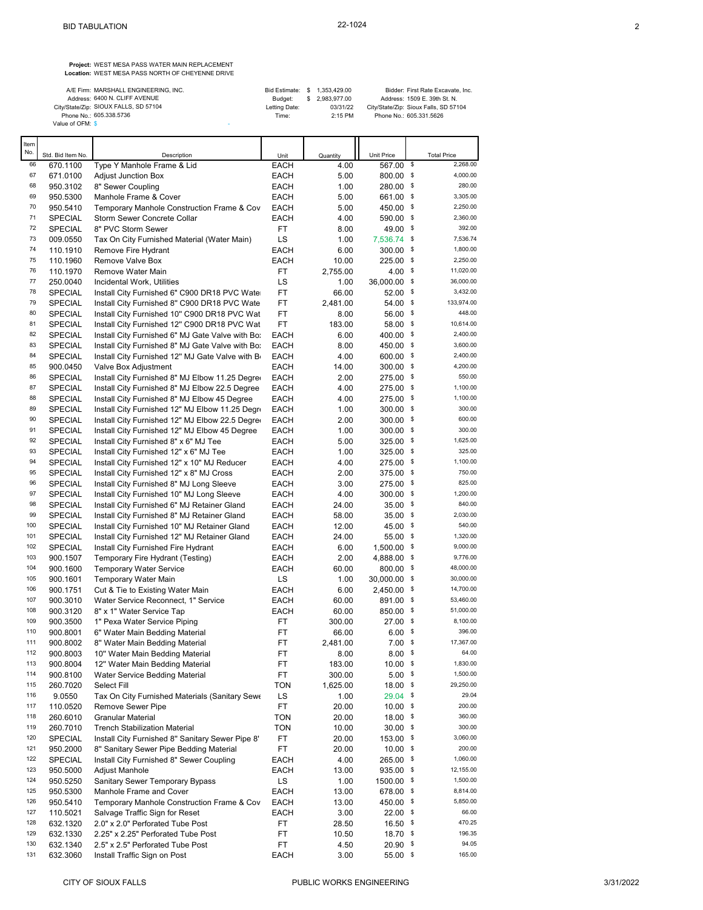BID TABULATION

22-1024

**Project:** WEST MESA PASS WATER MAIN REPLACEMENT
**Location:** WEST MESA PASS NORTH OF CHEYENNE DRIVE

A/E Firm: MARSHALL ENGINEERING, INC.
Address: 6400 N. CLIFF AVENUE
City/State/Zip: SIOUX FALLS, SD 57104
Phone No.: 605.338.5736
Value of OFM: $ -

Bid Estimate: $ 1,353,429.00
Budget: $ 2,983,977.00
Letting Date: 03/31/22
Time: 2:15 PM

Bidder: First Rate Excavate, Inc.
Address: 1509 E. 39th St. N.
City/State/Zip: Sioux Falls, SD 57104
Phone No.: 605.331.5626

| Item No. | Std. Bid Item No. | Description | Unit | Quantity | Unit Price | Total Price |
|---|---|---|---|---|---|---|
| 66 | 670.1100 | Type Y Manhole Frame & Lid | EACH | 4.00 | 567.00 | $ 2,268.00 |
| 67 | 671.0100 | Adjust Junction Box | EACH | 5.00 | 800.00 | $ 4,000.00 |
| 68 | 950.3102 | 8" Sewer Coupling | EACH | 1.00 | 280.00 | $ 280.00 |
| 69 | 950.5300 | Manhole Frame & Cover | EACH | 5.00 | 661.00 | $ 3,305.00 |
| 70 | 950.5410 | Temporary Manhole Construction Frame & Cov | EACH | 5.00 | 450.00 | $ 2,250.00 |
| 71 | SPECIAL | Storm Sewer Concrete Collar | EACH | 4.00 | 590.00 | $ 2,360.00 |
| 72 | SPECIAL | 8" PVC Storm Sewer | FT | 8.00 | 49.00 | $ 392.00 |
| 73 | 009.0550 | Tax On City Furnished Material (Water Main) | LS | 1.00 | 7,536.74 | $ 7,536.74 |
| 74 | 110.1910 | Remove Fire Hydrant | EACH | 6.00 | 300.00 | $ 1,800.00 |
| 75 | 110.1960 | Remove Valve Box | EACH | 10.00 | 225.00 | $ 2,250.00 |
| 76 | 110.1970 | Remove Water Main | FT | 2,755.00 | 4.00 | $ 11,020.00 |
| 77 | 250.0040 | Incidental Work, Utilities | LS | 1.00 | 36,000.00 | $ 36,000.00 |
| 78 | SPECIAL | Install City Furnished 6" C900 DR18 PVC Wate | FT | 66.00 | 52.00 | $ 3,432.00 |
| 79 | SPECIAL | Install City Furnished 8" C900 DR18 PVC Wate | FT | 2,481.00 | 54.00 | $ 133,974.00 |
| 80 | SPECIAL | Install City Furnished 10" C900 DR18 PVC Wat | FT | 8.00 | 56.00 | $ 448.00 |
| 81 | SPECIAL | Install City Furnished 12" C900 DR18 PVC Wat | FT | 183.00 | 58.00 | $ 10,614.00 |
| 82 | SPECIAL | Install City Furnished 6" MJ Gate Valve with Bo: | EACH | 6.00 | 400.00 | $ 2,400.00 |
| 83 | SPECIAL | Install City Furnished 8" MJ Gate Valve with Bo: | EACH | 8.00 | 450.00 | $ 3,600.00 |
| 84 | SPECIAL | Install City Furnished 12" MJ Gate Valve with Bo | EACH | 4.00 | 600.00 | $ 2,400.00 |
| 85 | 900.0450 | Valve Box Adjustment | EACH | 14.00 | 300.00 | $ 4,200.00 |
| 86 | SPECIAL | Install City Furnished 8" MJ Elbow 11.25 Degre | EACH | 2.00 | 275.00 | $ 550.00 |
| 87 | SPECIAL | Install City Furnished 8" MJ Elbow 22.5 Degree | EACH | 4.00 | 275.00 | $ 1,100.00 |
| 88 | SPECIAL | Install City Furnished 8" MJ Elbow 45 Degree | EACH | 4.00 | 275.00 | $ 1,100.00 |
| 89 | SPECIAL | Install City Furnished 12" MJ Elbow 11.25 Degr | EACH | 1.00 | 300.00 | $ 300.00 |
| 90 | SPECIAL | Install City Furnished 12" MJ Elbow 22.5 Degre | EACH | 2.00 | 300.00 | $ 600.00 |
| 91 | SPECIAL | Install City Furnished 12" MJ Elbow 45 Degree | EACH | 1.00 | 300.00 | $ 300.00 |
| 92 | SPECIAL | Install City Furnished 8" x 6" MJ Tee | EACH | 5.00 | 325.00 | $ 1,625.00 |
| 93 | SPECIAL | Install City Furnished 12" x 6" MJ Tee | EACH | 1.00 | 325.00 | $ 325.00 |
| 94 | SPECIAL | Install City Furnished 12" x 10" MJ Reducer | EACH | 4.00 | 275.00 | $ 1,100.00 |
| 95 | SPECIAL | Install City Furnished 12" x 8" MJ Cross | EACH | 2.00 | 375.00 | $ 750.00 |
| 96 | SPECIAL | Install City Furnished 8" MJ Long Sleeve | EACH | 3.00 | 275.00 | $ 825.00 |
| 97 | SPECIAL | Install City Furnished 10" MJ Long Sleeve | EACH | 4.00 | 300.00 | $ 1,200.00 |
| 98 | SPECIAL | Install City Furnished 6" MJ Retainer Gland | EACH | 24.00 | 35.00 | $ 840.00 |
| 99 | SPECIAL | Install City Furnished 8" MJ Retainer Gland | EACH | 58.00 | 35.00 | $ 2,030.00 |
| 100 | SPECIAL | Install City Furnished 10" MJ Retainer Gland | EACH | 12.00 | 45.00 | $ 540.00 |
| 101 | SPECIAL | Install City Furnished 12" MJ Retainer Gland | EACH | 24.00 | 55.00 | $ 1,320.00 |
| 102 | SPECIAL | Install City Furnished Fire Hydrant | EACH | 6.00 | 1,500.00 | $ 9,000.00 |
| 103 | 900.1507 | Temporary Fire Hydrant (Testing) | EACH | 2.00 | 4,888.00 | $ 9,776.00 |
| 104 | 900.1600 | Temporary Water Service | EACH | 60.00 | 800.00 | $ 48,000.00 |
| 105 | 900.1601 | Temporary Water Main | LS | 1.00 | 30,000.00 | $ 30,000.00 |
| 106 | 900.1751 | Cut & Tie to Existing Water Main | EACH | 6.00 | 2,450.00 | $ 14,700.00 |
| 107 | 900.3010 | Water Service Reconnect, 1" Service | EACH | 60.00 | 891.00 | $ 53,460.00 |
| 108 | 900.3120 | 8" x 1" Water Service Tap | EACH | 60.00 | 850.00 | $ 51,000.00 |
| 109 | 900.3500 | 1" Pexa Water Service Piping | FT | 300.00 | 27.00 | $ 8,100.00 |
| 110 | 900.8001 | 6" Water Main Bedding Material | FT | 66.00 | 6.00 | $ 396.00 |
| 111 | 900.8002 | 8" Water Main Bedding Material | FT | 2,481.00 | 7.00 | $ 17,367.00 |
| 112 | 900.8003 | 10" Water Main Bedding Material | FT | 8.00 | 8.00 | $ 64.00 |
| 113 | 900.8004 | 12" Water Main Bedding Material | FT | 183.00 | 10.00 | $ 1,830.00 |
| 114 | 900.8100 | Water Service Bedding Material | FT | 300.00 | 5.00 | $ 1,500.00 |
| 115 | 260.7020 | Select Fill | TON | 1,625.00 | 18.00 | $ 29,250.00 |
| 116 | 9.0550 | Tax On City Furnished Materials (Sanitary Sewe | LS | 1.00 | 29.04 | $ 29.04 |
| 117 | 110.0520 | Remove Sewer Pipe | FT | 20.00 | 10.00 | $ 200.00 |
| 118 | 260.6010 | Granular Material | TON | 20.00 | 18.00 | $ 360.00 |
| 119 | 260.7010 | Trench Stabilization Material | TON | 10.00 | 30.00 | $ 300.00 |
| 120 | SPECIAL | Install City Furnished 8" Sanitary Sewer Pipe 8' | FT | 20.00 | 153.00 | $ 3,060.00 |
| 121 | 950.2000 | 8" Sanitary Sewer Pipe Bedding Material | FT | 20.00 | 10.00 | $ 200.00 |
| 122 | SPECIAL | Install City Furnished 8" Sewer Coupling | EACH | 4.00 | 265.00 | $ 1,060.00 |
| 123 | 950.5000 | Adjust Manhole | EACH | 13.00 | 935.00 | $ 12,155.00 |
| 124 | 950.5250 | Sanitary Sewer Temporary Bypass | LS | 1.00 | 1500.00 | $ 1,500.00 |
| 125 | 950.5300 | Manhole Frame and Cover | EACH | 13.00 | 678.00 | $ 8,814.00 |
| 126 | 950.5410 | Temporary Manhole Construction Frame & Cov | EACH | 13.00 | 450.00 | $ 5,850.00 |
| 127 | 110.5021 | Salvage Traffic Sign for Reset | EACH | 3.00 | 22.00 | $ 66.00 |
| 128 | 632.1320 | 2.0" x 2.0" Perforated Tube Post | FT | 28.50 | 16.50 | $ 470.25 |
| 129 | 632.1330 | 2.25" x 2.25" Perforated Tube Post | FT | 10.50 | 18.70 | $ 196.35 |
| 130 | 632.1340 | 2.5" x 2.5" Perforated Tube Post | FT | 4.50 | 20.90 | $ 94.05 |
| 131 | 632.3060 | Install Traffic Sign on Post | EACH | 3.00 | 55.00 | $ 165.00 |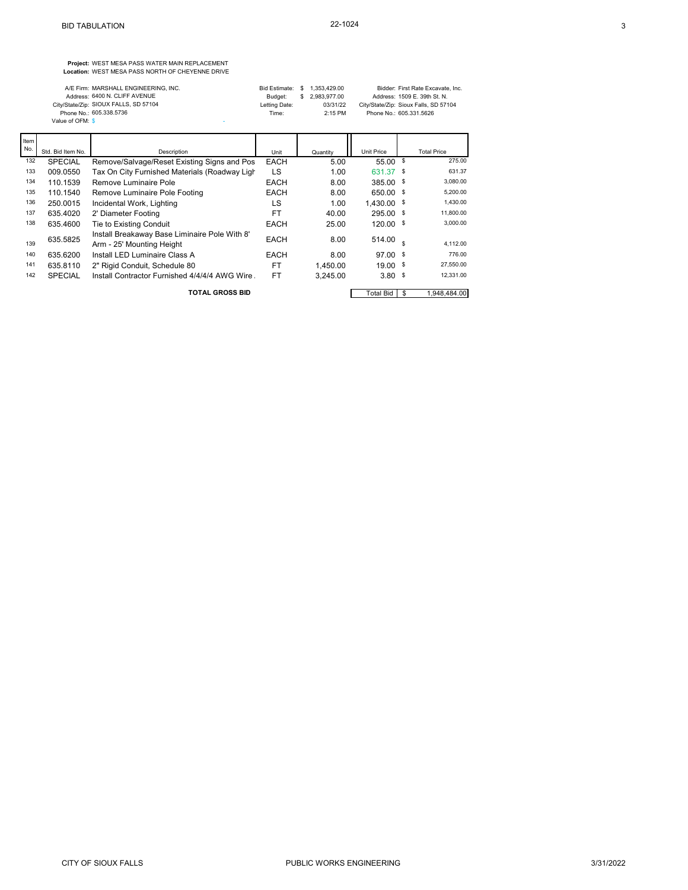**Project:** WEST MESA PASS WATER MAIN REPLACEMENT
**Location:** WEST MESA PASS NORTH OF CHEYENNE DRIVE

A/E Firm: MARSHALL ENGINEERING, INC.
Address: 6400 N. CLIFF AVENUE
City/State/Zip: SIOUX FALLS, SD 57104
Phone No.: 605.338.5736
Value of OFM: $ -

Bid Estimate: $ 1,353,429.00
Budget: $ 2,983,977.00
Letting Date: 03/31/22
Time: 2:15 PM

Bidder: First Rate Excavate, Inc.
Address: 1509 E. 39th St. N.
City/State/Zip: Sioux Falls, SD 57104
Phone No.: 605.331.5626

| Item No. | Std. Bid Item No. | Description | Unit | Quantity | Unit Price | Total Price |
|---|---|---|---|---|---|---|
| 132 | SPECIAL | Remove/Salvage/Reset Existing Signs and Pos | EACH | 5.00 | 55.00 | $ 275.00 |
| 133 | 009.0550 | Tax On City Furnished Materials (Roadway Ligh | LS | 1.00 | 631.37 | $ 631.37 |
| 134 | 110.1539 | Remove Luminaire Pole | EACH | 8.00 | 385.00 | $ 3,080.00 |
| 135 | 110.1540 | Remove Luminaire Pole Footing | EACH | 8.00 | 650.00 | $ 5,200.00 |
| 136 | 250.0015 | Incidental Work, Lighting | LS | 1.00 | 1,430.00 | $ 1,430.00 |
| 137 | 635.4020 | 2' Diameter Footing | FT | 40.00 | 295.00 | $ 11,800.00 |
| 138 | 635.4600 | Tie to Existing Conduit | EACH | 25.00 | 120.00 | $ 3,000.00 |
| 139 | 635.5825 | Install Breakaway Base Liminaire Pole With 8' Arm - 25' Mounting Height | EACH | 8.00 | 514.00 | $ 4,112.00 |
| 140 | 635.6200 | Install LED Luminaire Class A | EACH | 8.00 | 97.00 | $ 776.00 |
| 141 | 635.8110 | 2" Rigid Conduit, Schedule 80 | FT | 1,450.00 | 19.00 | $ 27,550.00 |
| 142 | SPECIAL | Install Contractor Furnished 4/4/4/4 AWG Wire | FT | 3,245.00 | 3.80 | $ 12,331.00 |
| | | **TOTAL GROSS BID** | | | Total Bid | $ 1,948,484.00 |